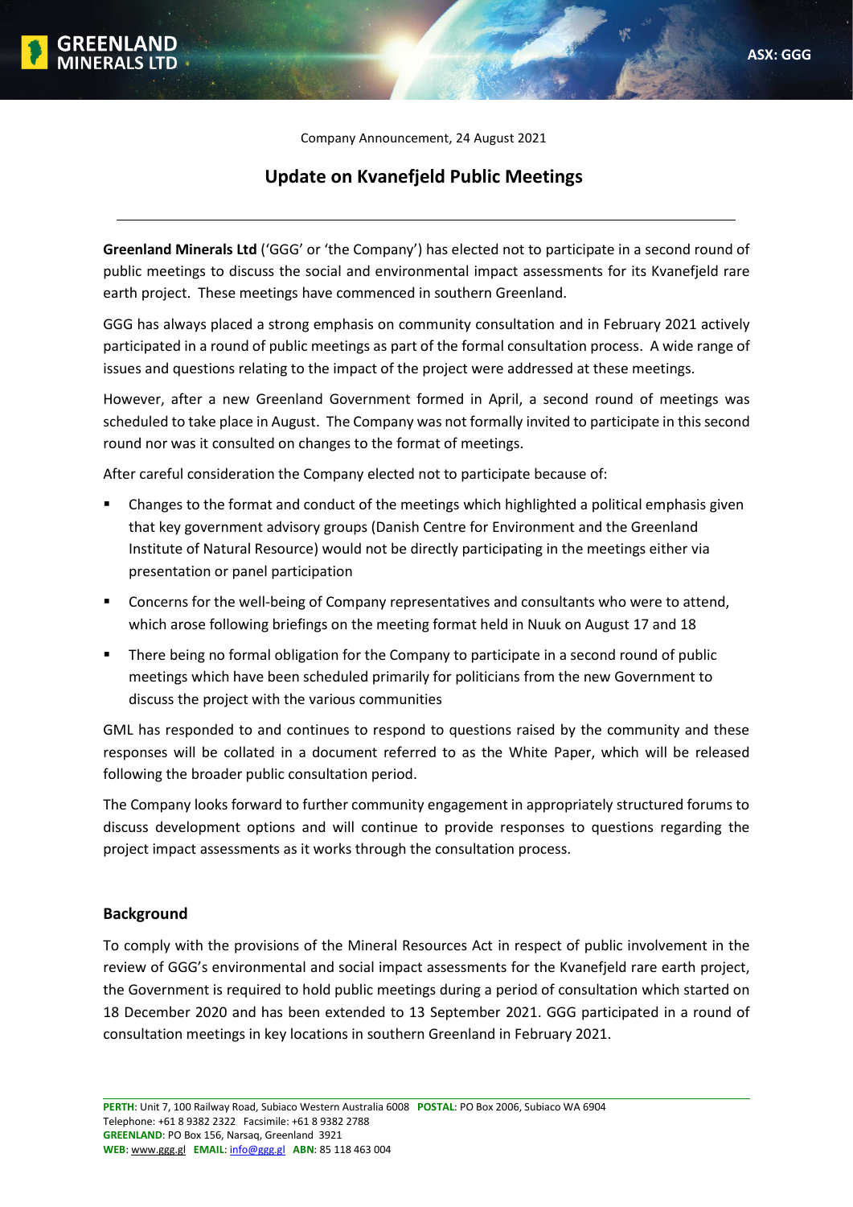Company Announcement, 24 August 2021

# Update on Kvanefjeld Public Meetings

**Greenland Minerals Ltd** ('GGG' or 'the Company') has elected not to participate in a second round of public meetings to discuss the social and environmental impact assessments for its Kvanefjeld rare earth project. These meetings have commenced in southern Greenland.

GGG has always placed a strong emphasis on community consultation and in February 2021 actively participated in a round of public meetings as part of the formal consultation process. A wide range of issues and questions relating to the impact of the project were addressed at these meetings.

However, after a new Greenland Government formed in April, a second round of meetings was scheduled to take place in August. The Company was not formally invited to participate in this second round nor was it consulted on changes to the format of meetings.

After careful consideration the Company elected not to participate because of:

- Changes to the format and conduct of the meetings which highlighted a political emphasis given that key government advisory groups (Danish Centre for Environment and the Greenland Institute of Natural Resource) would not be directly participating in the meetings either via presentation or panel participation
- Concerns for the well-being of Company representatives and consultants who were to attend, which arose following briefings on the meeting format held in Nuuk on August 17 and 18
- There being no formal obligation for the Company to participate in a second round of public meetings which have been scheduled primarily for politicians from the new Government to discuss the project with the various communities

GML has responded to and continues to respond to questions raised by the community and these responses will be collated in a document referred to as the White Paper, which will be released following the broader public consultation period.

The Company looks forward to further community engagement in appropriately structured forums to discuss development options and will continue to provide responses to questions regarding the project impact assessments as it works through the consultation process.

## Background

To comply with the provisions of the Mineral Resources Act in respect of public involvement in the review of GGG's environmental and social impact assessments for the Kvanefjeld rare earth project, the Government is required to hold public meetings during a period of consultation which started on 18 December 2020 and has been extended to 13 September 2021. GGG participated in a round of consultation meetings in key locations in southern Greenland in February 2021.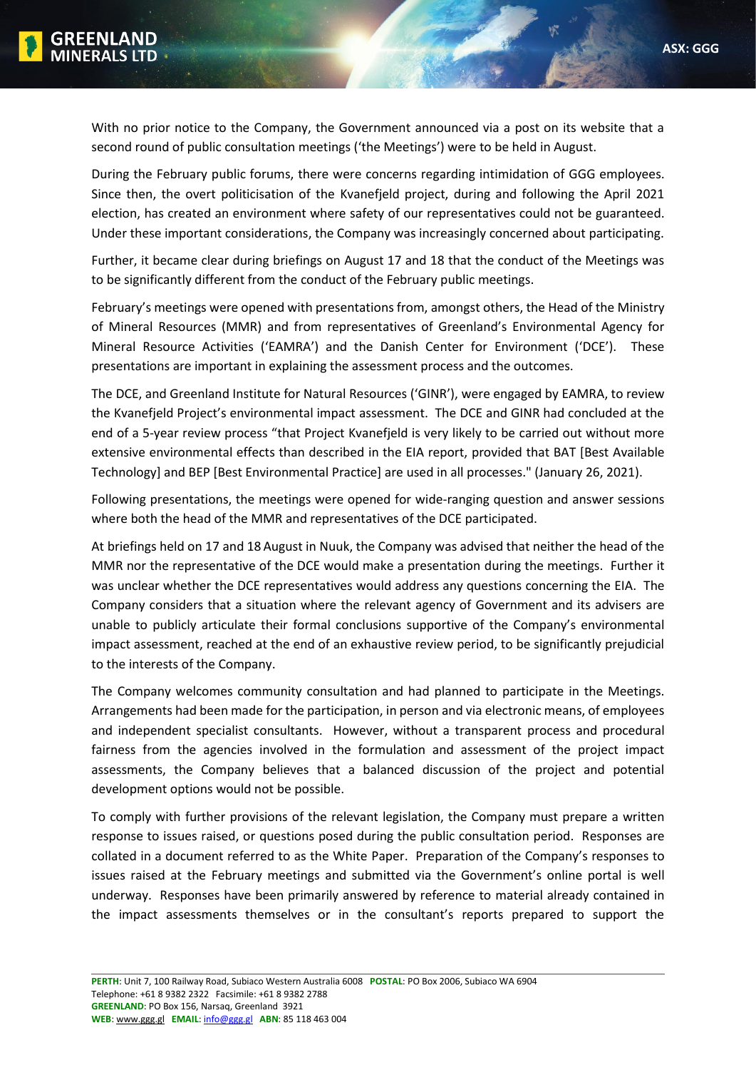With no prior notice to the Company, the Government announced via a post on its website that a second round of public consultation meetings ('the Meetings') were to be held in August.

During the February public forums, there were concerns regarding intimidation of GGG employees. Since then, the overt politicisation of the Kvanefjeld project, during and following the April 2021 election, has created an environment where safety of our representatives could not be guaranteed. Under these important considerations, the Company was increasingly concerned about participating.

Further, it became clear during briefings on August 17 and 18 that the conduct of the Meetings was to be significantly different from the conduct of the February public meetings.

February's meetings were opened with presentations from, amongst others, the Head of the Ministry of Mineral Resources (MMR) and from representatives of Greenland's Environmental Agency for Mineral Resource Activities ('EAMRA') and the Danish Center for Environment ('DCE'). These presentations are important in explaining the assessment process and the outcomes.

The DCE, and Greenland Institute for Natural Resources ('GINR'), were engaged by EAMRA, to review the Kvanefjeld Project's environmental impact assessment. The DCE and GINR had concluded at the end of a 5-year review process "that Project Kvanefjeld is very likely to be carried out without more extensive environmental effects than described in the EIA report, provided that BAT [Best Available Technology] and BEP [Best Environmental Practice] are used in all processes." (January 26, 2021).

Following presentations, the meetings were opened for wide-ranging question and answer sessions where both the head of the MMR and representatives of the DCE participated.

At briefings held on 17 and 18 August in Nuuk, the Company was advised that neither the head of the MMR nor the representative of the DCE would make a presentation during the meetings. Further it was unclear whether the DCE representatives would address any questions concerning the EIA. The Company considers that a situation where the relevant agency of Government and its advisers are unable to publicly articulate their formal conclusions supportive of the Company's environmental impact assessment, reached at the end of an exhaustive review period, to be significantly prejudicial to the interests of the Company.

The Company welcomes community consultation and had planned to participate in the Meetings. Arrangements had been made for the participation, in person and via electronic means, of employees and independent specialist consultants. However, without a transparent process and procedural fairness from the agencies involved in the formulation and assessment of the project impact assessments, the Company believes that a balanced discussion of the project and potential development options would not be possible.

To comply with further provisions of the relevant legislation, the Company must prepare a written response to issues raised, or questions posed during the public consultation period. Responses are collated in a document referred to as the White Paper. Preparation of the Company's responses to issues raised at the February meetings and submitted via the Government's online portal is well underway. Responses have been primarily answered by reference to material already contained in the impact assessments themselves or in the consultant's reports prepared to support the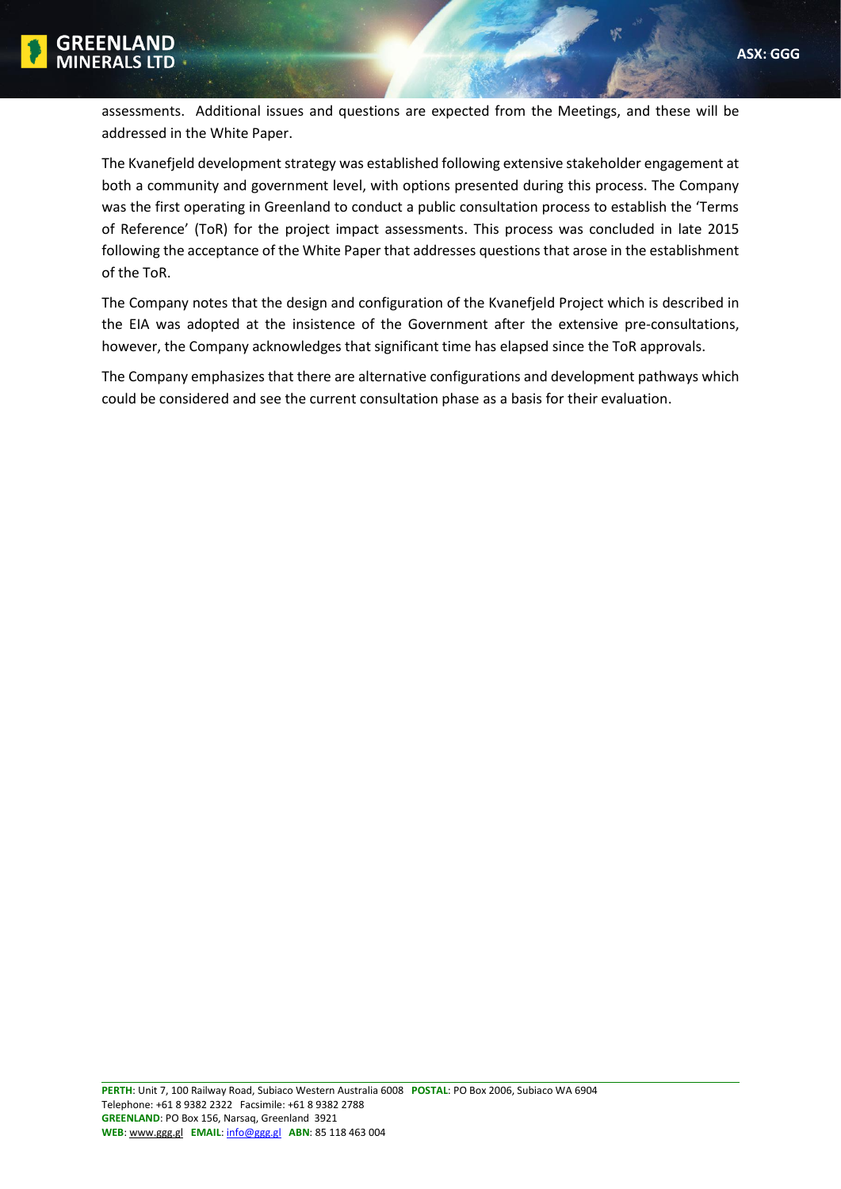assessments. Additional issues and questions are expected from the Meetings, and these will be addressed in the White Paper.

The Kvanefjeld development strategy was established following extensive stakeholder engagement at both a community and government level, with options presented during this process. The Company was the first operating in Greenland to conduct a public consultation process to establish the 'Terms of Reference' (ToR) for the project impact assessments. This process was concluded in late 2015 following the acceptance of the White Paper that addresses questions that arose in the establishment of the ToR.

The Company notes that the design and configuration of the Kvanefjeld Project which is described in the EIA was adopted at the insistence of the Government after the extensive pre-consultations, however, the Company acknowledges that significant time has elapsed since the ToR approvals.

The Company emphasizes that there are alternative configurations and development pathways which could be considered and see the current consultation phase as a basis for their evaluation.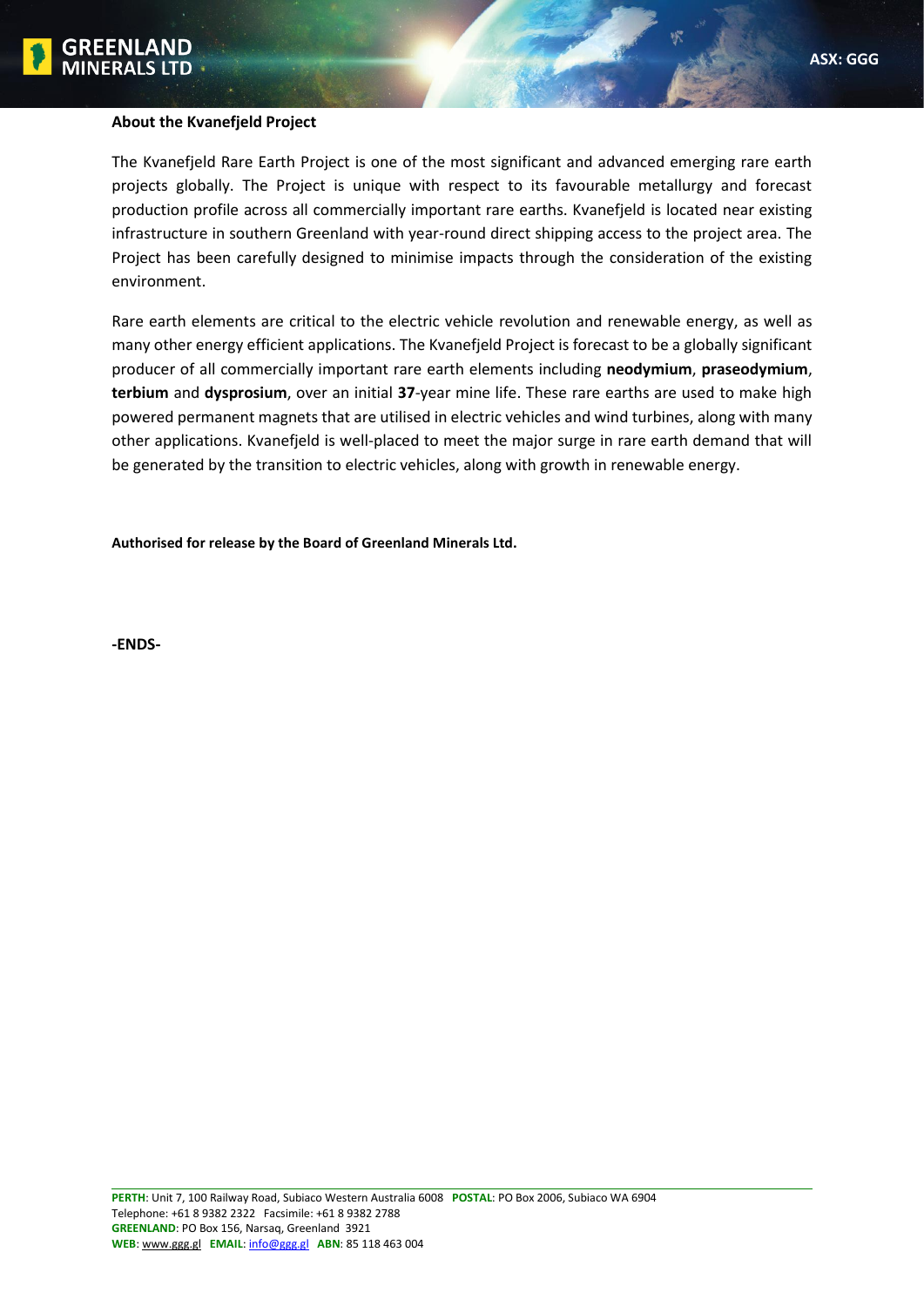**About the Kvanefjeld Project**

The Kvanefjeld Rare Earth Project is one of the most significant and advanced emerging rare earth projects globally. The Project is unique with respect to its favourable metallurgy and forecast production profile across all commercially important rare earths. Kvanefjeld is located near existing infrastructure in southern Greenland with year-round direct shipping access to the project area. The Project has been carefully designed to minimise impacts through the consideration of the existing environment.

Rare earth elements are critical to the electric vehicle revolution and renewable energy, as well as many other energy efficient applications. The Kvanefjeld Project is forecast to be a globally significant producer of all commercially important rare earth elements including **neodymium**, **praseodymium**, **terbium** and **dysprosium**, over an initial **37**-year mine life. These rare earths are used to make high powered permanent magnets that are utilised in electric vehicles and wind turbines, along with many other applications. Kvanefjeld is well-placed to meet the major surge in rare earth demand that will be generated by the transition to electric vehicles, along with growth in renewable energy.

**Authorised for release by the Board of Greenland Minerals Ltd.**

**-ENDS-**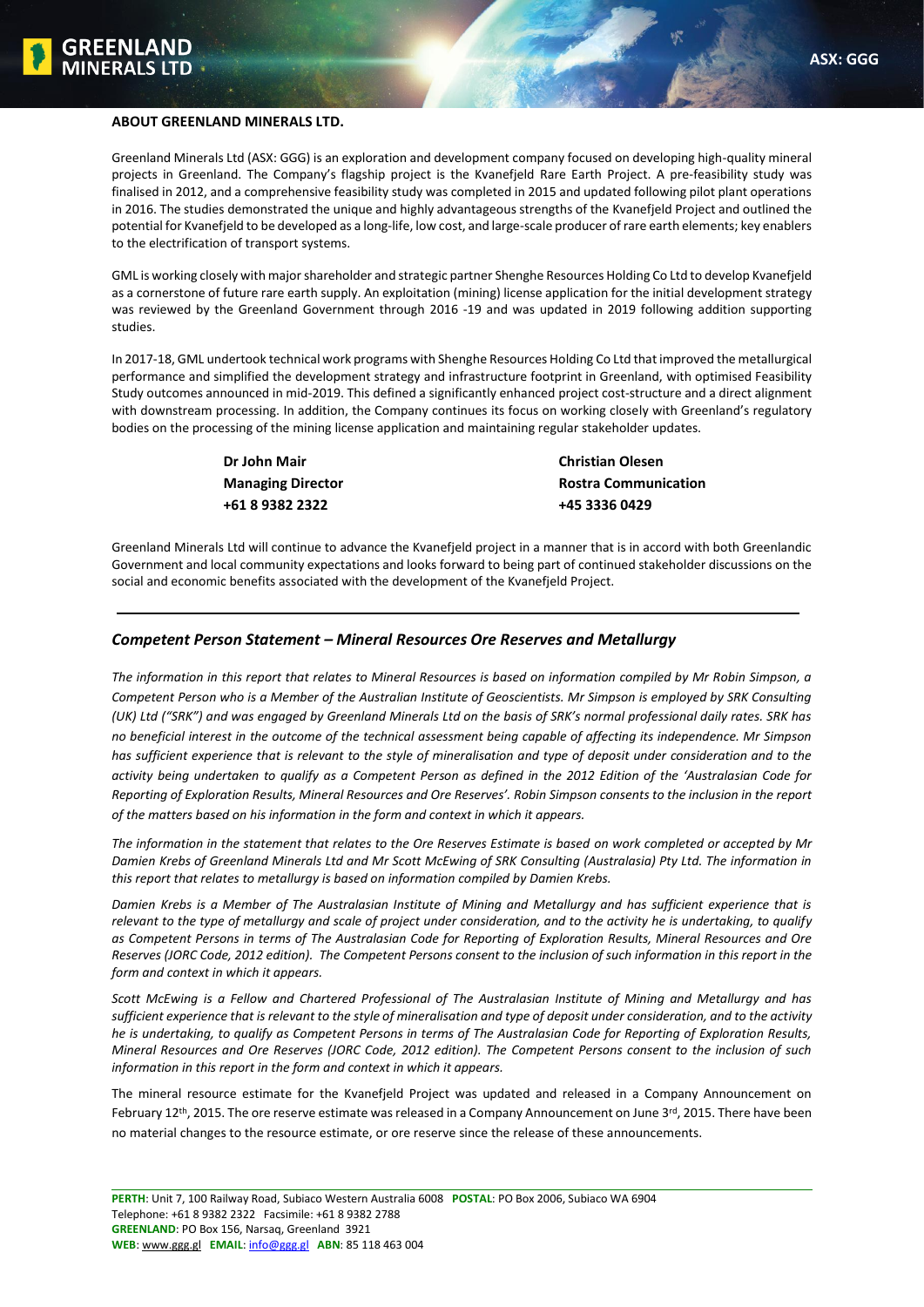**ABOUT GREENLAND MINERALS LTD.**

Greenland Minerals Ltd (ASX: GGG) is an exploration and development company focused on developing high-quality mineral projects in Greenland. The Company's flagship project is the Kvanefjeld Rare Earth Project. A pre-feasibility study was finalised in 2012, and a comprehensive feasibility study was completed in 2015 and updated following pilot plant operations in 2016. The studies demonstrated the unique and highly advantageous strengths of the Kvanefjeld Project and outlined the potential for Kvanefjeld to be developed as a long-life, low cost, and large-scale producer of rare earth elements; key enablers to the electrification of transport systems.

GML is working closely with major shareholder and strategic partner Shenghe Resources Holding Co Ltd to develop Kvanefjeld as a cornerstone of future rare earth supply. An exploitation (mining) license application for the initial development strategy was reviewed by the Greenland Government through 2016 -19 and was updated in 2019 following addition supporting studies.

In 2017-18, GML undertook technical work programs with Shenghe Resources Holding Co Ltd that improved the metallurgical performance and simplified the development strategy and infrastructure footprint in Greenland, with optimised Feasibility Study outcomes announced in mid-2019. This defined a significantly enhanced project cost-structure and a direct alignment with downstream processing. In addition, the Company continues its focus on working closely with Greenland's regulatory bodies on the processing of the mining license application and maintaining regular stakeholder updates.

**Dr John Mair**
**Managing Director**
**+61 8 9382 2322**

**Christian Olesen**
**Rostra Communication**
**+45 3336 0429**

Greenland Minerals Ltd will continue to advance the Kvanefjeld project in a manner that is in accord with both Greenlandic Government and local community expectations and looks forward to being part of continued stakeholder discussions on the social and economic benefits associated with the development of the Kvanefjeld Project.

---

### *Competent Person Statement – Mineral Resources Ore Reserves and Metallurgy*

*The information in this report that relates to Mineral Resources is based on information compiled by Mr Robin Simpson, a Competent Person who is a Member of the Australian Institute of Geoscientists. Mr Simpson is employed by SRK Consulting (UK) Ltd ("SRK") and was engaged by Greenland Minerals Ltd on the basis of SRK's normal professional daily rates. SRK has no beneficial interest in the outcome of the technical assessment being capable of affecting its independence. Mr Simpson has sufficient experience that is relevant to the style of mineralisation and type of deposit under consideration and to the activity being undertaken to qualify as a Competent Person as defined in the 2012 Edition of the 'Australasian Code for Reporting of Exploration Results, Mineral Resources and Ore Reserves'. Robin Simpson consents to the inclusion in the report of the matters based on his information in the form and context in which it appears.*

*The information in the statement that relates to the Ore Reserves Estimate is based on work completed or accepted by Mr Damien Krebs of Greenland Minerals Ltd and Mr Scott McEwing of SRK Consulting (Australasia) Pty Ltd. The information in this report that relates to metallurgy is based on information compiled by Damien Krebs.*

*Damien Krebs is a Member of The Australasian Institute of Mining and Metallurgy and has sufficient experience that is relevant to the type of metallurgy and scale of project under consideration, and to the activity he is undertaking, to qualify as Competent Persons in terms of The Australasian Code for Reporting of Exploration Results, Mineral Resources and Ore Reserves (JORC Code, 2012 edition). The Competent Persons consent to the inclusion of such information in this report in the form and context in which it appears.*

*Scott McEwing is a Fellow and Chartered Professional of The Australasian Institute of Mining and Metallurgy and has sufficient experience that is relevant to the style of mineralisation and type of deposit under consideration, and to the activity he is undertaking, to qualify as Competent Persons in terms of The Australasian Code for Reporting of Exploration Results, Mineral Resources and Ore Reserves (JORC Code, 2012 edition). The Competent Persons consent to the inclusion of such information in this report in the form and context in which it appears.*

The mineral resource estimate for the Kvanefjeld Project was updated and released in a Company Announcement on February 12th, 2015. The ore reserve estimate was released in a Company Announcement on June 3rd, 2015. There have been no material changes to the resource estimate, or ore reserve since the release of these announcements.